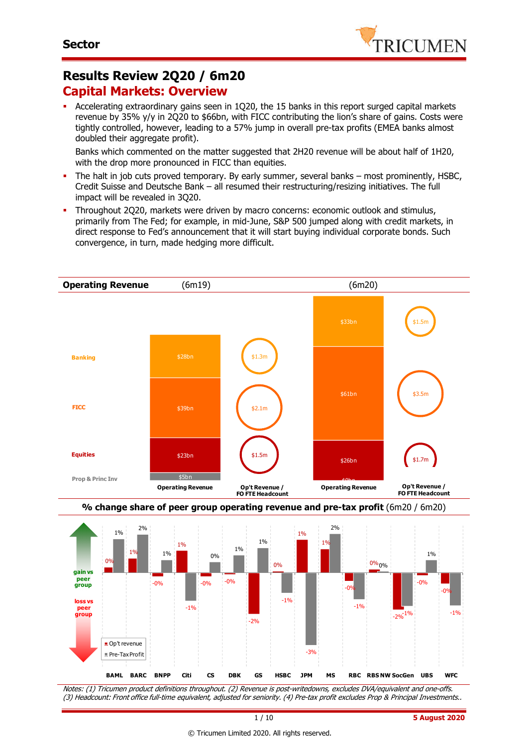Sector

# Results Review 2Q20 / 6m20

## Capital Markets: Overview

- Accelerating extraordinary gains seen in 1Q20, the 15 banks in this report surged capital markets revenue by 35% y/y in 2Q20 to $66bn, with FICC contributing the lion's share of gains. Costs were tightly controlled, however, leading to a 57% jump in overall pre-tax profits (EMEA banks almost doubled their aggregate profit).

  Banks which commented on the matter suggested that 2H20 revenue will be about half of 1H20, with the drop more pronounced in FICC than equities.
- The halt in job cuts proved temporary. By early summer, several banks – most prominently, HSBC, Credit Suisse and Deutsche Bank – all resumed their restructuring/resizing initiatives. The full impact will be revealed in 3Q20.
- Throughout 2Q20, markets were driven by macro concerns: economic outlook and stimulus, primarily from The Fed; for example, in mid-June, S&P 500 jumped along with credit markets, in direct response to Fed's announcement that it will start buying individual corporate bonds. Such convergence, in turn, made hedging more difficult.

**Operating Revenue** (6m19) (6m20)

Banking
FICC
Equities
Prop & Princ Inv

6m19 Operating Revenue: $28bn, $39bn, $23bn, $5bn
6m19 Op't Revenue / FO FTE Headcount: $1.3m, $2.1m, $1.5m

6m20 Operating Revenue: $33bn, $61bn, $26bn, $0bn
6m20 Op't Revenue / FO FTE Headcount: $1.5m, $3.5m, $1.7m

**% change share of peer group operating revenue and pre-tax profit** (6m20 / 6m20)

gain vs peer group
loss vs peer group

Op't revenue
Pre-Tax Profit

BAML: 0%, 1%
BARC: 1%, 2%
BNPP: -0%, 1%
Citi: 1%, -1%
CS: -0%, 0%
DBK: -0%, 1%
GS: -2%, 1%
HSBC: 0%, -1%
JPM: 1%, -3%
MS: 1%, 2%
RBC: -0%, -1%
RBS NW: 0%, 0%
SocGen: -2%, -1%
UBS: -0%, 1%
WFC: -0%, -1%

*Notes: (1) Tricumen product definitions throughout. (2) Revenue is post-writedowns, excludes DVA/equivalent and one-offs. (3) Headcount: Front office full-time equivalent, adjusted for seniority. (4) Pre-tax profit excludes Prop & Principal Investments..*

5 August 2020

© Tricumen Limited 2020. All rights reserved.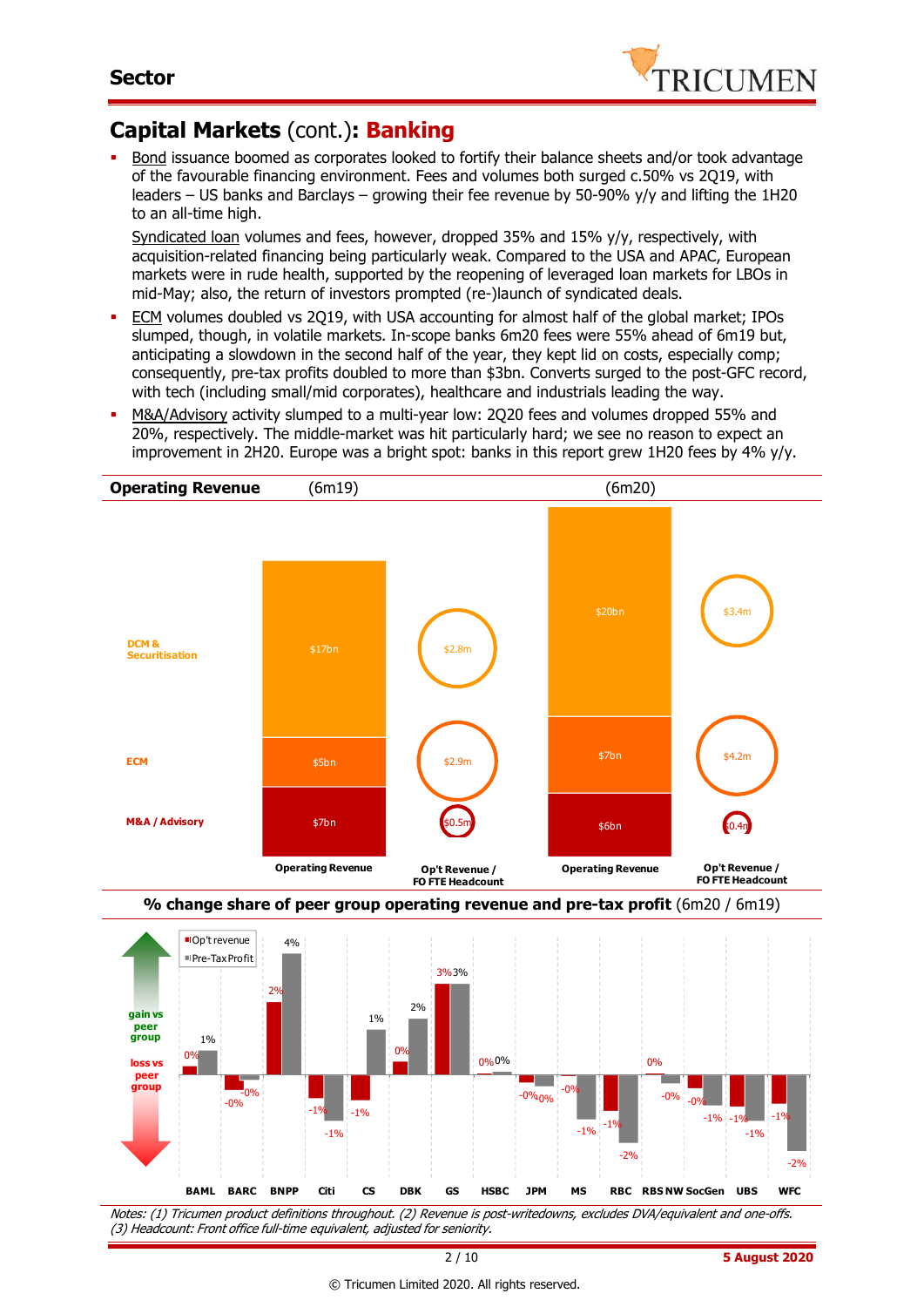## Capital Markets (cont.): Banking

- Bond issuance boomed as corporates looked to fortify their balance sheets and/or took advantage of the favourable financing environment. Fees and volumes both surged c.50% vs 2Q19, with leaders – US banks and Barclays – growing their fee revenue by 50-90% y/y and lifting the 1H20 to an all-time high.

  Syndicated loan volumes and fees, however, dropped 35% and 15% y/y, respectively, with acquisition-related financing being particularly weak. Compared to the USA and APAC, European markets were in rude health, supported by the reopening of leveraged loan markets for LBOs in mid-May; also, the return of investors prompted (re-)launch of syndicated deals.

- ECM volumes doubled vs 2Q19, with USA accounting for almost half of the global market; IPOs slumped, though, in volatile markets. In-scope banks 6m20 fees were 55% ahead of 6m19 but, anticipating a slowdown in the second half of the year, they kept lid on costs, especially comp; consequently, pre-tax profits doubled to more than $3bn. Converts surged to the post-GFC record, with tech (including small/mid corporates), healthcare and industrials leading the way.

- M&A/Advisory activity slumped to a multi-year low: 2Q20 fees and volumes dropped 55% and 20%, respectively. The middle-market was hit particularly hard; we see no reason to expect an improvement in 2H20. Europe was a bright spot: banks in this report grew 1H20 fees by 4% y/y.

**Operating Revenue** (6m19) (6m20)

DCM & Securitisation
ECM
M&A / Advisory

6m19 – Operating Revenue: $17bn, $5bn, $7bn
6m19 – Op't Revenue / FO FTE Headcount: $2.8m, $2.9m, $0.5m

6m20 – Operating Revenue: $20bn, $7bn, $6bn
6m20 – Op't Revenue / FO FTE Headcount: $3.4m, $4.2m, $0.4m

**% change share of peer group operating revenue and pre-tax profit** (6m20 / 6m19)

Op't revenue
Pre-Tax Profit

gain vs peer group
loss vs peer group

BAML: 0%, 1%
BARC: -0%, -0%
BNPP: 2%, 4%
Citi: -1%, -1%
CS: -1%, 1%
DBK: 0%, 2%
GS: 3%, 3%
HSBC: 0%, 0%
JPM: -0%, 0%
MS: -0%, -1%
RBC: -1%, -2%
RBS NW: 0%, -0%
SocGen: -0%, -1%
UBS: -1%, -1%
WFC: -1%, -2%

*Notes: (1) Tricumen product definitions throughout. (2) Revenue is post-writedowns, excludes DVA/equivalent and one-offs. (3) Headcount: Front office full-time equivalent, adjusted for seniority.*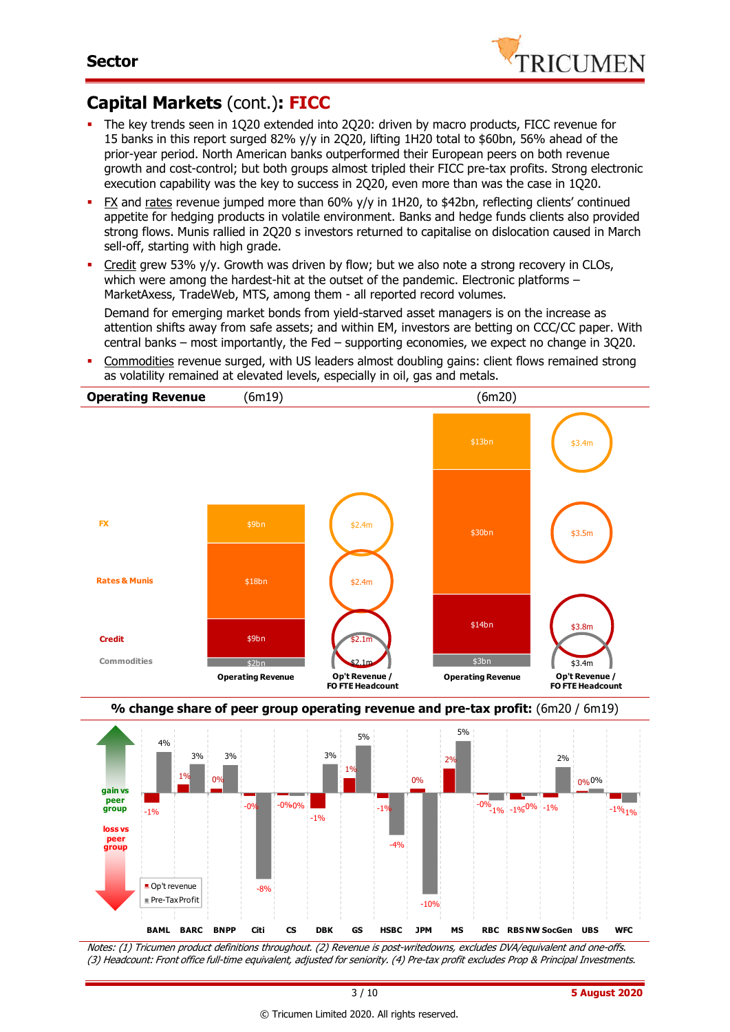## Capital Markets (cont.): FICC

- The key trends seen in 1Q20 extended into 2Q20: driven by macro products, FICC revenue for 15 banks in this report surged 82% y/y in 2Q20, lifting 1H20 total to $60bn, 56% ahead of the prior-year period. North American banks outperformed their European peers on both revenue growth and cost-control; but both groups almost tripled their FICC pre-tax profits. Strong electronic execution capability was the key to success in 2Q20, even more than was the case in 1Q20.
- FX and rates revenue jumped more than 60% y/y in 1H20, to $42bn, reflecting clients' continued appetite for hedging products in volatile environment. Banks and hedge funds clients also provided strong flows. Munis rallied in 2Q20 s investors returned to capitalise on dislocation caused in March sell-off, starting with high grade.
- Credit grew 53% y/y. Growth was driven by flow; but we also note a strong recovery in CLOs, which were among the hardest-hit at the outset of the pandemic. Electronic platforms – MarketAxess, TradeWeb, MTS, among them - all reported record volumes.

  Demand for emerging market bonds from yield-starved asset managers is on the increase as attention shifts away from safe assets; and within EM, investors are betting on CCC/CC paper. With central banks – most importantly, the Fed – supporting economies, we expect no change in 3Q20.
- Commodities revenue surged, with US leaders almost doubling gains: client flows remained strong as volatility remained at elevated levels, especially in oil, gas and metals.

### Operating Revenue

| | (6m19) Operating Revenue | (6m19) Op't Revenue / FO FTE Headcount | (6m20) Operating Revenue | (6m20) Op't Revenue / FO FTE Headcount |
|---|---|---|---|---|
| FX | $9bn | $2.4m | $13bn | $3.4m |
| Rates & Munis | $18bn | $2.4m | $30bn | $3.5m |
| Credit | $9bn | $2.1m | $14bn | $3.8m |
| Commodities | $2bn | $2.1m | $3bn | $3.4m |

### % change share of peer group operating revenue and pre-tax profit: (6m20 / 6m19)

| | BAML | BARC | BNPP | Citi | CS | DBK | GS | HSBC | JPM | MS | RBC | RBS NW | SocGen | UBS | WFC |
|---|---|---|---|---|---|---|---|---|---|---|---|---|---|---|---|
| Op't revenue | -1% | 1% | 0% | -0% | -0% | -1% | 1% | -1% | 0% | 2% | -0% | -1% | -1% | 0% | -1% |
| Pre-Tax Profit | 4% | 3% | 3% | -8% | 0% | 3% | 5% | -4% | -10% | 5% | -1% | 0% | 2% | 0% | -1% |

Notes: (1) Tricumen product definitions throughout. (2) Revenue is post-writedowns, excludes DVA/equivalent and one-offs. (3) Headcount: Front office full-time equivalent, adjusted for seniority. (4) Pre-tax profit excludes Prop & Principal Investments.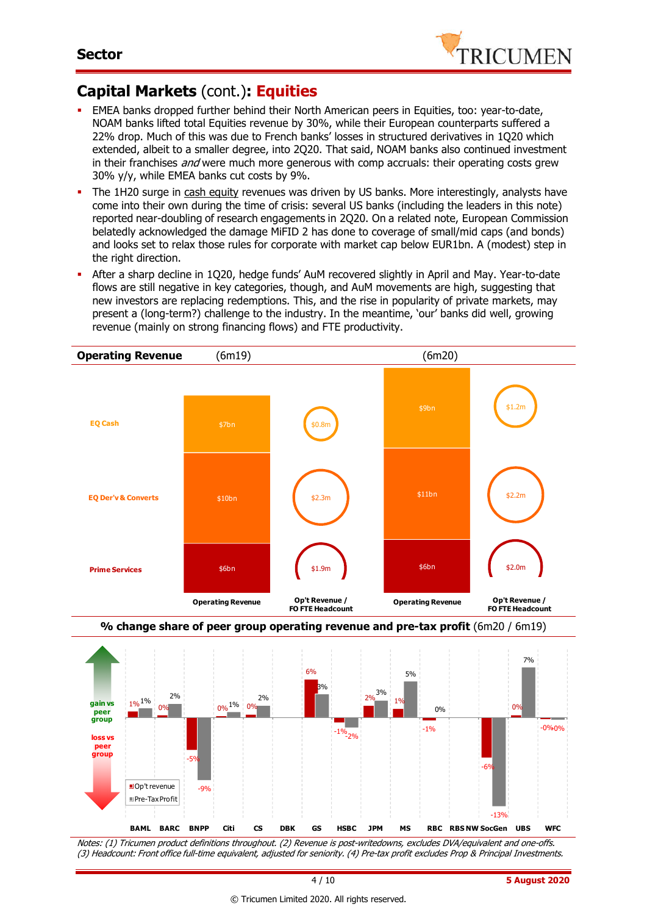## Capital Markets (cont.): **Equities**

- EMEA banks dropped further behind their North American peers in Equities, too: year-to-date, NOAM banks lifted total Equities revenue by 30%, while their European counterparts suffered a 22% drop. Much of this was due to French banks' losses in structured derivatives in 1Q20 which extended, albeit to a smaller degree, into 2Q20. That said, NOAM banks also continued investment in their franchises *and* were much more generous with comp accruals: their operating costs grew 30% y/y, while EMEA banks cut costs by 9%.
- The 1H20 surge in cash equity revenues was driven by US banks. More interestingly, analysts have come into their own during the time of crisis: several US banks (including the leaders in this note) reported near-doubling of research engagements in 2Q20. On a related note, European Commission belatedly acknowledged the damage MiFID 2 has done to coverage of small/mid caps (and bonds) and looks set to relax those rules for corporate with market cap below EUR1bn. A (modest) step in the right direction.
- After a sharp decline in 1Q20, hedge funds' AuM recovered slightly in April and May. Year-to-date flows are still negative in key categories, though, and AuM movements are high, suggesting that new investors are replacing redemptions. This, and the rise in popularity of private markets, may present a (long-term?) challenge to the industry. In the meantime, 'our' banks did well, growing revenue (mainly on strong financing flows) and FTE productivity.

**Operating Revenue** (6m19) (6m20)

EQ Cash
EQ Der'v & Converts
Prime Services

$7bn
$10bn
$6bn
$0.8m
$2.3m
$1.9m
$9bn
$11bn
$6bn
$1.2m
$2.2m
$2.0m

Operating Revenue
Op't Revenue / FO FTE Headcount
Operating Revenue
Op't Revenue / FO FTE Headcount

**% change share of peer group operating revenue and pre-tax profit** (6m20 / 6m19)

gain vs peer group
loss vs peer group

Op't revenue
Pre-Tax Profit

1% 1% 0% 2% -5% -9% 0% 1% 0% 2% 6% 3% -1% -2% 2% 3% 1% 5% -1% 0% -6% -13% 0% 7% -0% 0%

BAML BARC BNPP Citi CS DBK GS HSBC JPM MS RBC RBS NW SocGen UBS WFC

*Notes: (1) Tricumen product definitions throughout. (2) Revenue is post-writedowns, excludes DVA/equivalent and one-offs. (3) Headcount: Front office full-time equivalent, adjusted for seniority. (4) Pre-tax profit excludes Prop & Principal Investments.*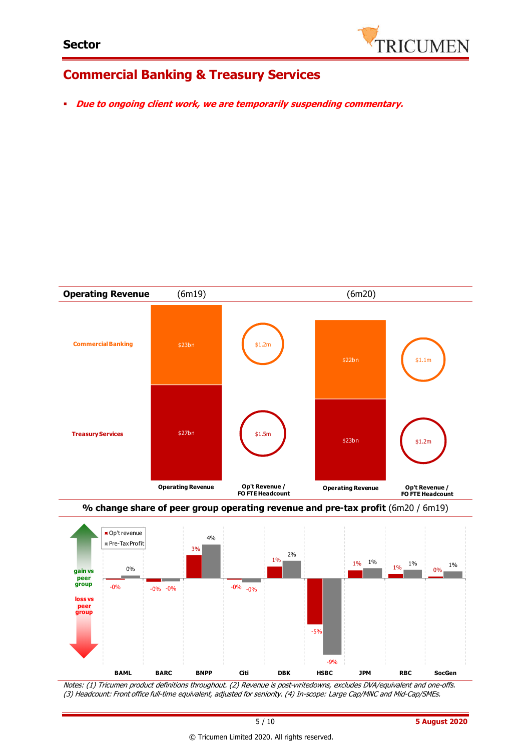## Sector

# Commercial Banking & Treasury Services

- ***Due to ongoing client work, we are temporarily suspending commentary.***

**Operating Revenue**

| | (6m19) Operating Revenue | (6m19) Op't Revenue / FO FTE Headcount | (6m20) Operating Revenue | (6m20) Op't Revenue / FO FTE Headcount |
|---|---|---|---|---|
| Commercial Banking | $23bn | $1.2m | $22bn | $1.1m |
| Treasury Services | $27bn | $1.5m | $23bn | $1.2m |

**% change share of peer group operating revenue and pre-tax profit** (6m20 / 6m19)

| | BAML | BARC | BNPP | Citi | DBK | HSBC | JPM | RBC | SocGen |
|---|---|---|---|---|---|---|---|---|---|
| Op't revenue | -0% | -0% | 3% | -0% | 1% | -5% | 1% | 1% | 0% |
| Pre-Tax Profit | 0% | -0% | 4% | -0% | 2% | -9% | 1% | 1% | 1% |

(gain vs peer group / loss vs peer group)

*Notes: (1) Tricumen product definitions throughout. (2) Revenue is post-writedowns, excludes DVA/equivalent and one-offs. (3) Headcount: Front office full-time equivalent, adjusted for seniority. (4) In-scope: Large Cap/MNC and Mid-Cap/SMEs.*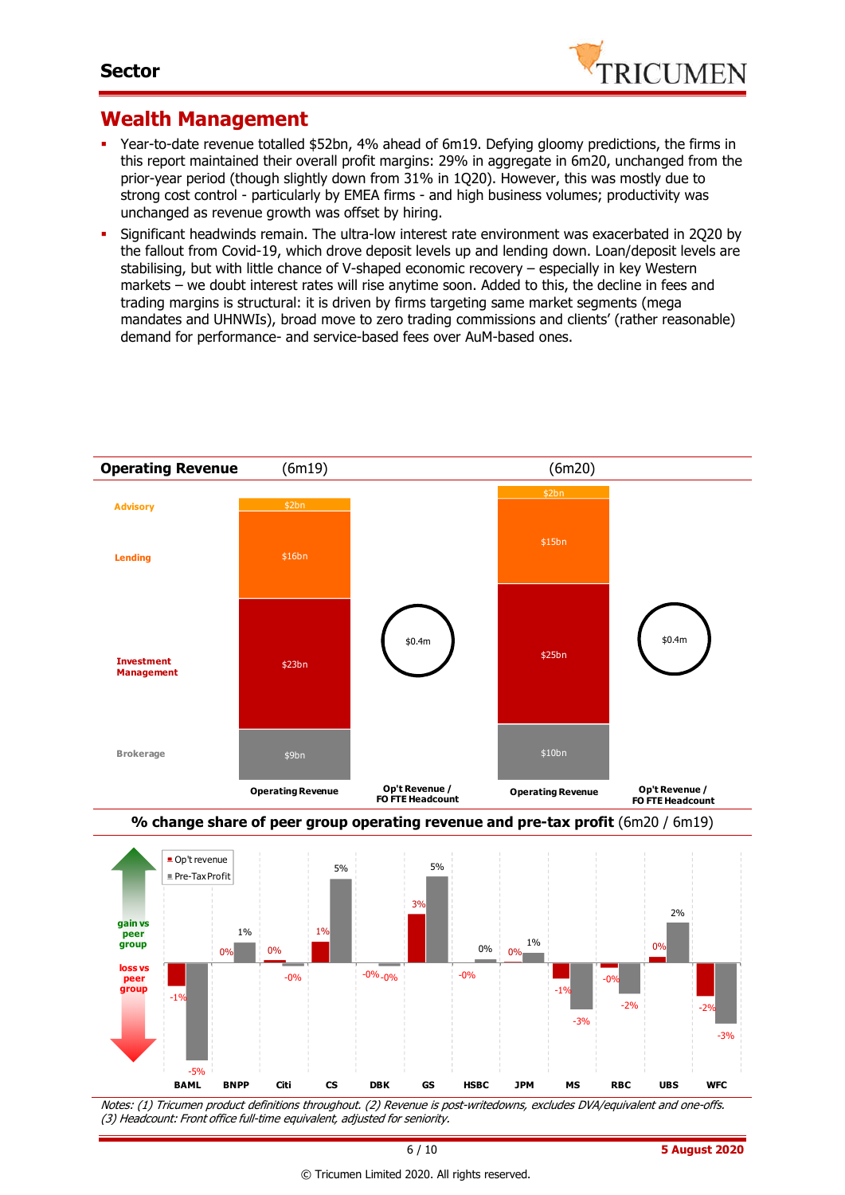# Wealth Management

- Year-to-date revenue totalled $52bn, 4% ahead of 6m19. Defying gloomy predictions, the firms in this report maintained their overall profit margins: 29% in aggregate in 6m20, unchanged from the prior-year period (though slightly down from 31% in 1Q20). However, this was mostly due to strong cost control - particularly by EMEA firms - and high business volumes; productivity was unchanged as revenue growth was offset by hiring.
- Significant headwinds remain. The ultra-low interest rate environment was exacerbated in 2Q20 by the fallout from Covid-19, which drove deposit levels up and lending down. Loan/deposit levels are stabilising, but with little chance of V-shaped economic recovery – especially in key Western markets – we doubt interest rates will rise anytime soon. Added to this, the decline in fees and trading margins is structural: it is driven by firms targeting same market segments (mega mandates and UHNWIs), broad move to zero trading commissions and clients' (rather reasonable) demand for performance- and service-based fees over AuM-based ones.

**Operating Revenue** (6m19) (6m20)

Advisory
Lending
Investment Management
Brokerage

6m19: $2bn, $16bn, $23bn, $9bn — Operating Revenue; $0.4m — Op't Revenue / FO FTE Headcount

6m20: $2bn, $15bn, $25bn, $10bn — Operating Revenue; $0.4m — Op't Revenue / FO FTE Headcount

**% change share of peer group operating revenue and pre-tax profit** (6m20 / 6m19)

Op't revenue
Pre-Tax Profit

gain vs peer group
loss vs peer group

BAML: -1%, -5%
BNPP: 0%, 1%
Citi: 0%, -0%
CS: 1%, 5%
DBK: -0%, -0%
GS: 3%, 5%
HSBC: -0%, 0%
JPM: 0%, 1%
MS: -1%, -3%
RBC: -0%, -2%
UBS: 0%, 2%
WFC: -2%, -3%

*Notes: (1) Tricumen product definitions throughout. (2) Revenue is post-writedowns, excludes DVA/equivalent and one-offs. (3) Headcount: Front office full-time equivalent, adjusted for seniority.*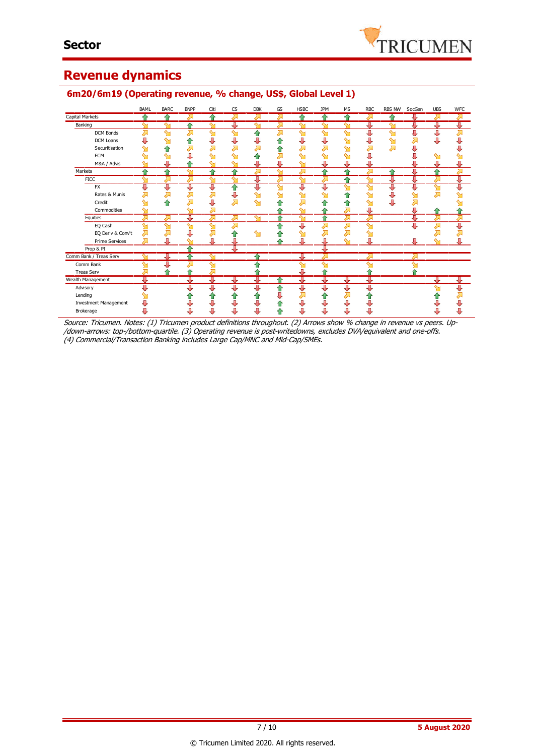# Revenue dynamics

## 6m20/6m19 (Operating revenue, % change, US$, Global Level 1)

BAML BARC BNPP Citi CS DBK GS HSBC JPM MS RBC RBS NW SocGen UBS WFC

Capital Markets
Banking
DCM Bonds
DCM Loans
Securitisation
ECM
M&A / Advis
Markets
FICC
FX
Rates & Munis
Credit
Commodities
Equities
EQ Cash
EQ Der'v & Conv't
Prime Services
Prop & PI
Comm Bank / Treas Serv
Comm Bank
Treas Serv
Wealth Management
Advisory
Lending
Investment Management
Brokerage

*Source: Tricumen. Notes: (1) Tricumen product definitions throughout. (2) Arrows show % change in revenue vs peers. Up-/down-arrows: top-/bottom-quartile. (3) Operating revenue is post-writedowns, excludes DVA/equivalent and one-offs. (4) Commercial/Transaction Banking includes Large Cap/MNC and Mid-Cap/SMEs.*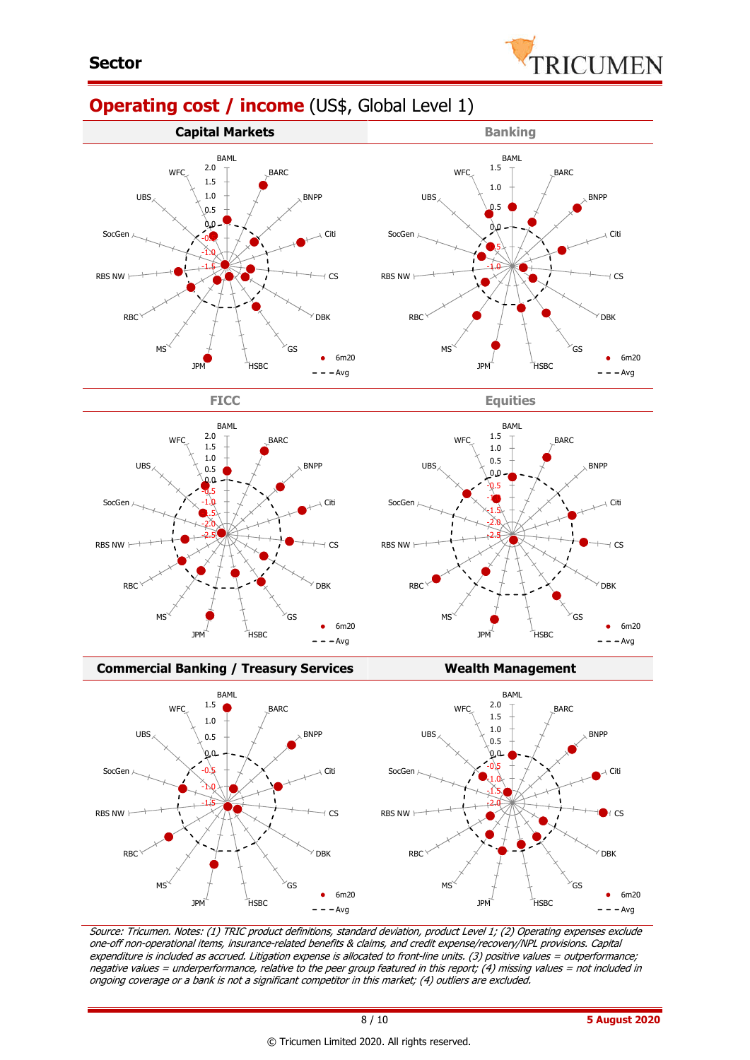## Operating cost / income (US$, Global Level 1)

### Capital Markets

BAML
2.0
1.5
1.0
0.5
0.0
-0.5
-1.0
-1.5
BARC
BNPP
Citi
CS
DBK
GS
HSBC
JPM
MS
RBC
RBS NW
SocGen
UBS
WFC
● 6m20
- - - Avg

### Banking

BAML
1.5
1.0
0.5
0.0
-0.5
-1.0
BARC
BNPP
Citi
CS
DBK
GS
HSBC
JPM
MS
RBC
RBS NW
SocGen
UBS
WFC
● 6m20
- - - Avg

### FICC

BAML
2.0
1.5
1.0
0.5
0.0
-0.5
-1.0
-1.5
-2.0
-2.5
BARC
BNPP
Citi
CS
DBK
GS
HSBC
JPM
MS
RBC
RBS NW
SocGen
UBS
WFC
● 6m20
- - - Avg

### Equities

BAML
1.5
1.0
0.5
0.0
-0.5
-1.0
-1.5
-2.0
-2.5
BARC
BNPP
Citi
CS
DBK
GS
HSBC
JPM
MS
RBC
RBS NW
SocGen
UBS
WFC
● 6m20
- - - Avg

### Commercial Banking / Treasury Services

BAML
1.5
1.0
0.5
0.0
-0.5
-1.0
-1.5
BARC
BNPP
Citi
CS
DBK
GS
HSBC
JPM
MS
RBC
RBS NW
SocGen
UBS
WFC
● 6m20
- - - Avg

### Wealth Management

BAML
2.0
1.5
1.0
0.5
0.0
-0.5
-1.0
-1.5
-2.0
BARC
BNPP
Citi
CS
DBK
GS
HSBC
JPM
MS
RBC
RBS NW
SocGen
UBS
WFC
● 6m20
- - - Avg

*Source: Tricumen. Notes: (1) TRIC product definitions, standard deviation, product Level 1; (2) Operating expenses exclude one-off non-operational items, insurance-related benefits & claims, and credit expense/recovery/NPL provisions. Capital expenditure is included as accrued. Litigation expense is allocated to front-line units. (3) positive values = outperformance; negative values = underperformance, relative to the peer group featured in this report; (4) missing values = not included in ongoing coverage or a bank is not a significant competitor in this market; (4) outliers are excluded.*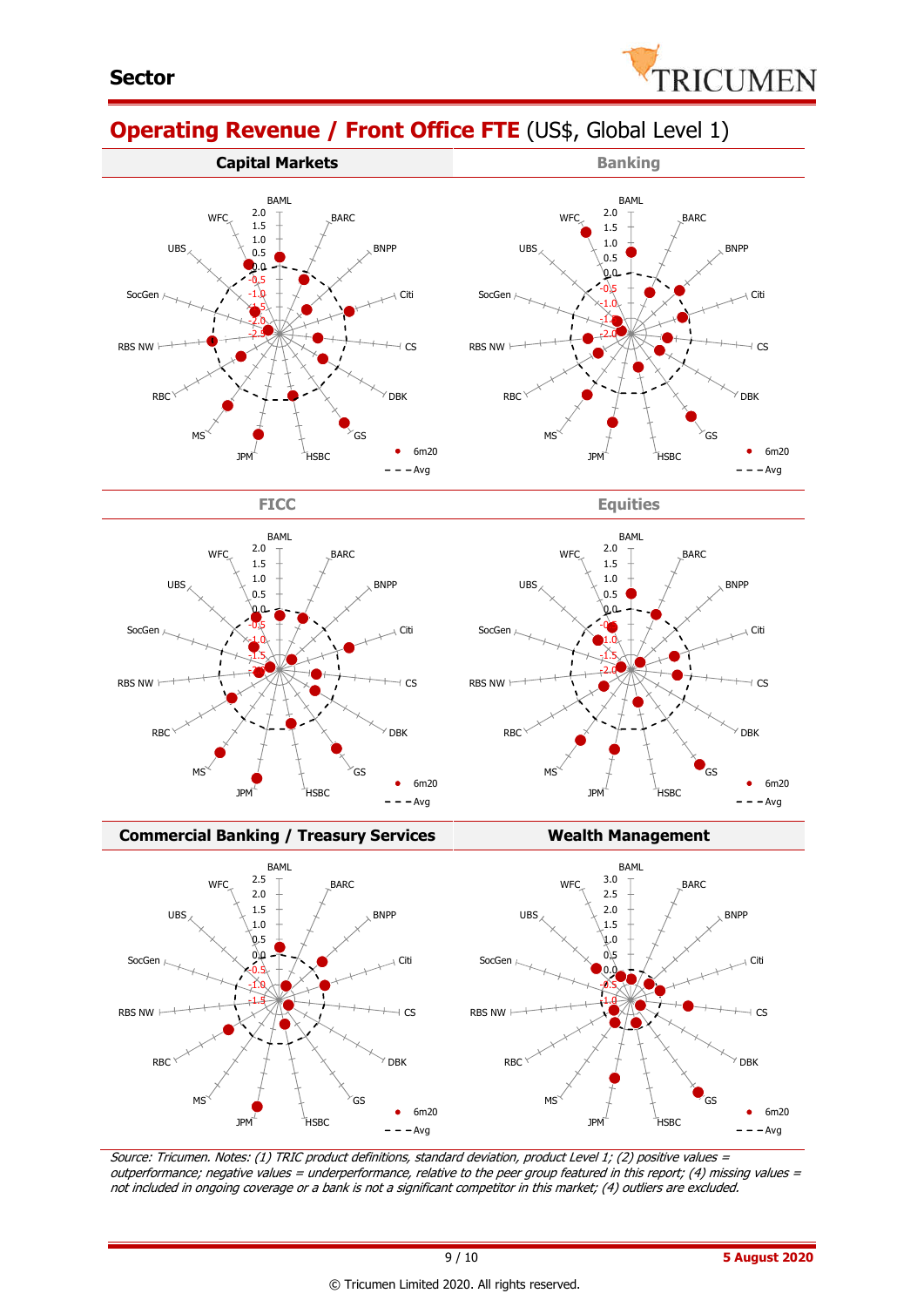## Operating Revenue / Front Office FTE (US$, Global Level 1)

**Capital Markets**

BAML
WFC
BARC
UBS
BNPP
SocGen
Citi
RBS NW
CS
RBC
DBK
MS
GS
JPM
HSBC
2.0
1.5
1.0
0.5
0.0
-0.5
-1.0
-1.5
-2.0
-2.5
6m20
Avg

**Banking**

BAML
WFC
BARC
UBS
BNPP
SocGen
Citi
RBS NW
CS
RBC
DBK
MS
GS
JPM
HSBC
2.0
1.5
1.0
0.5
0.0
-0.5
-1.0
-1.5
-2.0
6m20
Avg

**FICC**

BAML
WFC
BARC
UBS
BNPP
SocGen
Citi
RBS NW
CS
RBC
DBK
MS
GS
JPM
HSBC
2.0
1.5
1.0
0.5
0.0
-0.5
-1.0
-1.5
6m20
Avg

**Equities**

BAML
WFC
BARC
UBS
BNPP
SocGen
Citi
RBS NW
CS
RBC
DBK
MS
GS
JPM
HSBC
2.0
1.5
1.0
0.5
0.0
-0.5
-1.0
-1.5
-2.0
6m20
Avg

**Commercial Banking / Treasury Services**

BAML
WFC
BARC
UBS
BNPP
SocGen
Citi
RBS NW
CS
RBC
DBK
MS
GS
JPM
HSBC
2.5
2.0
1.5
1.0
0.5
0.0
-0.5
-1.0
-1.5
6m20
Avg

**Wealth Management**

BAML
WFC
BARC
UBS
BNPP
SocGen
Citi
RBS NW
CS
RBC
DBK
MS
GS
JPM
HSBC
3.0
2.5
2.0
1.5
1.0
0.5
0.0
-0.5
-1.0
6m20
Avg

*Source: Tricumen. Notes: (1) TRIC product definitions, standard deviation, product Level 1; (2) positive values = outperformance; negative values = underperformance, relative to the peer group featured in this report; (4) missing values = not included in ongoing coverage or a bank is not a significant competitor in this market; (4) outliers are excluded.*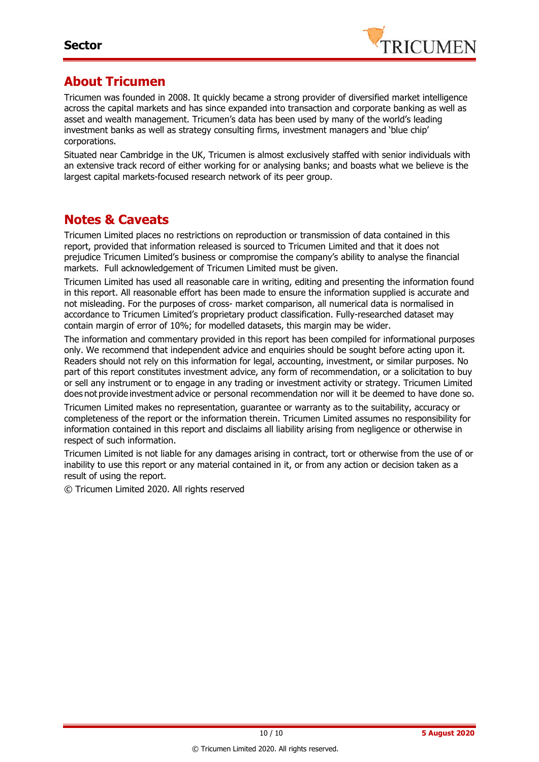## About Tricumen

Tricumen was founded in 2008. It quickly became a strong provider of diversified market intelligence across the capital markets and has since expanded into transaction and corporate banking as well as asset and wealth management. Tricumen's data has been used by many of the world's leading investment banks as well as strategy consulting firms, investment managers and 'blue chip' corporations.

Situated near Cambridge in the UK, Tricumen is almost exclusively staffed with senior individuals with an extensive track record of either working for or analysing banks; and boasts what we believe is the largest capital markets-focused research network of its peer group.

## Notes & Caveats

Tricumen Limited places no restrictions on reproduction or transmission of data contained in this report, provided that information released is sourced to Tricumen Limited and that it does not prejudice Tricumen Limited's business or compromise the company's ability to analyse the financial markets. Full acknowledgement of Tricumen Limited must be given.

Tricumen Limited has used all reasonable care in writing, editing and presenting the information found in this report. All reasonable effort has been made to ensure the information supplied is accurate and not misleading. For the purposes of cross- market comparison, all numerical data is normalised in accordance to Tricumen Limited's proprietary product classification. Fully-researched dataset may contain margin of error of 10%; for modelled datasets, this margin may be wider.

The information and commentary provided in this report has been compiled for informational purposes only. We recommend that independent advice and enquiries should be sought before acting upon it. Readers should not rely on this information for legal, accounting, investment, or similar purposes. No part of this report constitutes investment advice, any form of recommendation, or a solicitation to buy or sell any instrument or to engage in any trading or investment activity or strategy. Tricumen Limited does not provide investment advice or personal recommendation nor will it be deemed to have done so.

Tricumen Limited makes no representation, guarantee or warranty as to the suitability, accuracy or completeness of the report or the information therein. Tricumen Limited assumes no responsibility for information contained in this report and disclaims all liability arising from negligence or otherwise in respect of such information.

Tricumen Limited is not liable for any damages arising in contract, tort or otherwise from the use of or inability to use this report or any material contained in it, or from any action or decision taken as a result of using the report.

© Tricumen Limited 2020. All rights reserved